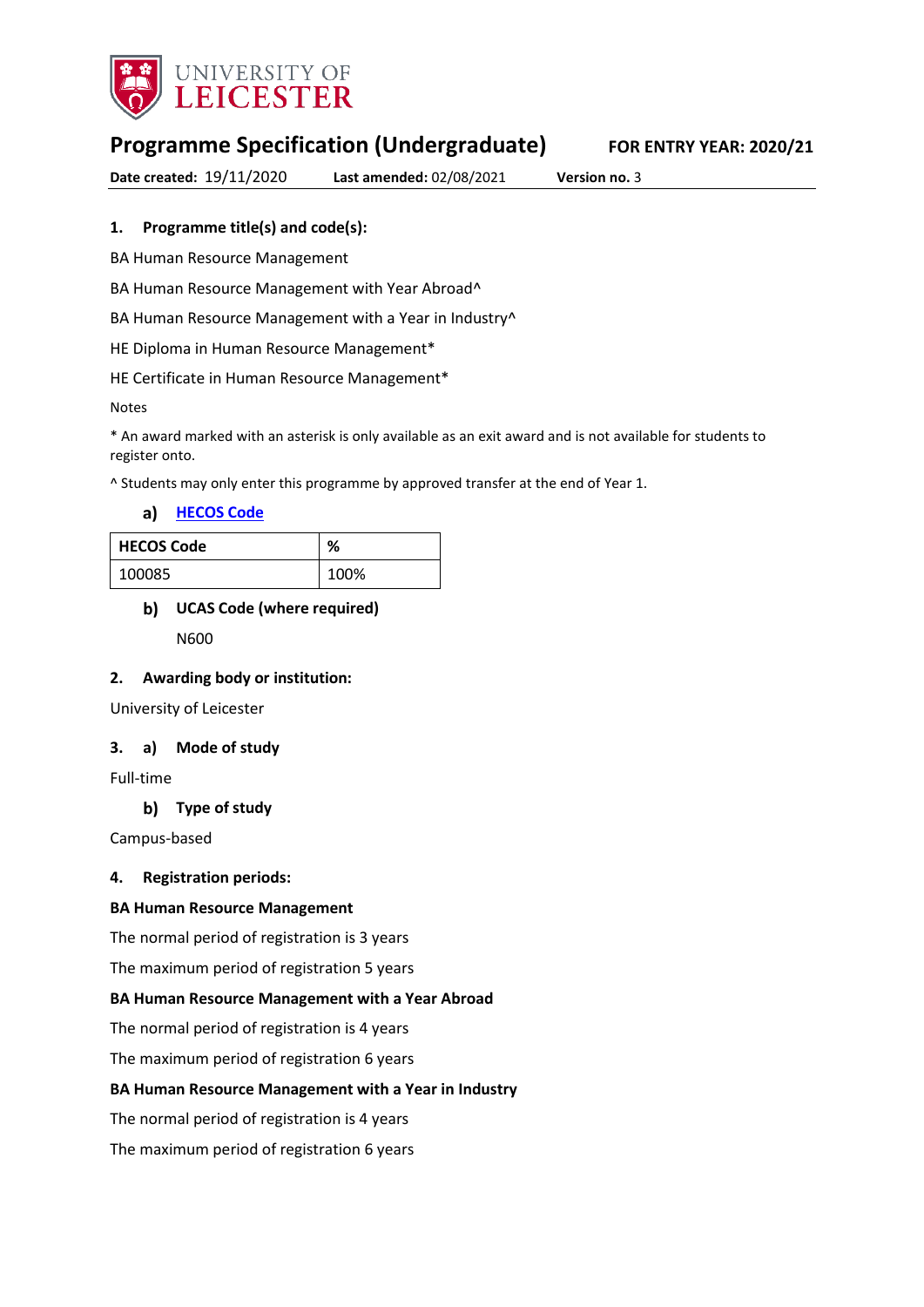UNIVERSITY OF LEICESTER

# Programme Specification (Undergraduate)

**FOR ENTRY YEAR: 2020/21**

**Date created:** 19/11/2020 **Last amended:** 02/08/2021 **Version no.** 3

## 1. Programme title(s) and code(s):

BA Human Resource Management

BA Human Resource Management with Year Abroad^

BA Human Resource Management with a Year in Industry^

HE Diploma in Human Resource Management*

HE Certificate in Human Resource Management*

Notes

* An award marked with an asterisk is only available as an exit award and is not available for students to register onto.

^ Students may only enter this programme by approved transfer at the end of Year 1.

### a) HECOS Code

| HECOS Code | % |
|---|---|
| 100085 | 100% |

### b) UCAS Code (where required)

N600

## 2. Awarding body or institution:

University of Leicester

## 3. a) Mode of study

Full-time

### b) Type of study

Campus-based

## 4. Registration periods:

**BA Human Resource Management**

The normal period of registration is 3 years

The maximum period of registration 5 years

**BA Human Resource Management with a Year Abroad**

The normal period of registration is 4 years

The maximum period of registration 6 years

**BA Human Resource Management with a Year in Industry**

The normal period of registration is 4 years

The maximum period of registration 6 years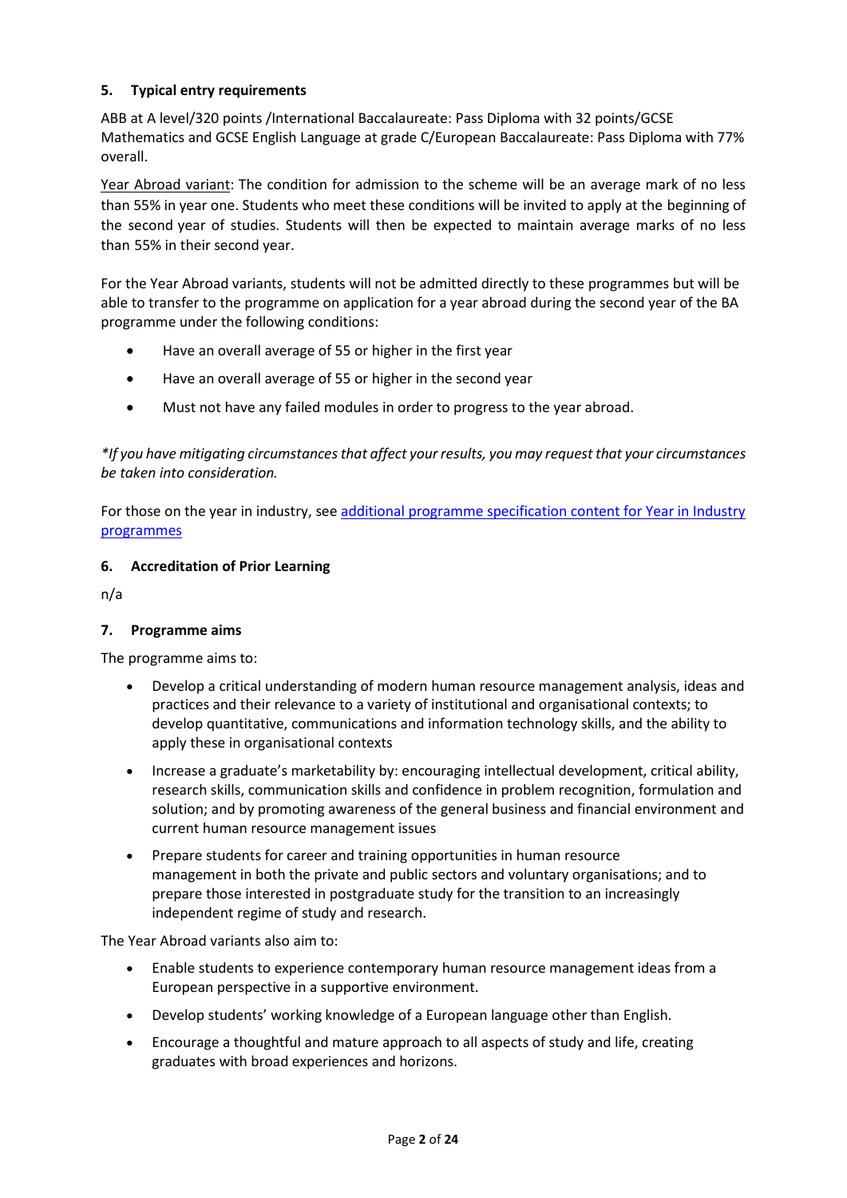### 5. Typical entry requirements

ABB at A level/320 points /International Baccalaureate: Pass Diploma with 32 points/GCSE Mathematics and GCSE English Language at grade C/European Baccalaureate: Pass Diploma with 77% overall.

Year Abroad variant: The condition for admission to the scheme will be an average mark of no less than 55% in year one. Students who meet these conditions will be invited to apply at the beginning of the second year of studies. Students will then be expected to maintain average marks of no less than 55% in their second year.

For the Year Abroad variants, students will not be admitted directly to these programmes but will be able to transfer to the programme on application for a year abroad during the second year of the BA programme under the following conditions:

- Have an overall average of 55 or higher in the first year
- Have an overall average of 55 or higher in the second year
- Must not have any failed modules in order to progress to the year abroad.

*\*If you have mitigating circumstances that affect your results, you may request that your circumstances be taken into consideration.*

For those on the year in industry, see [additional programme specification content for Year in Industry programmes]()

### 6. Accreditation of Prior Learning

n/a

### 7. Programme aims

The programme aims to:

- Develop a critical understanding of modern human resource management analysis, ideas and practices and their relevance to a variety of institutional and organisational contexts; to develop quantitative, communications and information technology skills, and the ability to apply these in organisational contexts
- Increase a graduate's marketability by: encouraging intellectual development, critical ability, research skills, communication skills and confidence in problem recognition, formulation and solution; and by promoting awareness of the general business and financial environment and current human resource management issues
- Prepare students for career and training opportunities in human resource management in both the private and public sectors and voluntary organisations; and to prepare those interested in postgraduate study for the transition to an increasingly independent regime of study and research.

The Year Abroad variants also aim to:

- Enable students to experience contemporary human resource management ideas from a European perspective in a supportive environment.
- Develop students' working knowledge of a European language other than English.
- Encourage a thoughtful and mature approach to all aspects of study and life, creating graduates with broad experiences and horizons.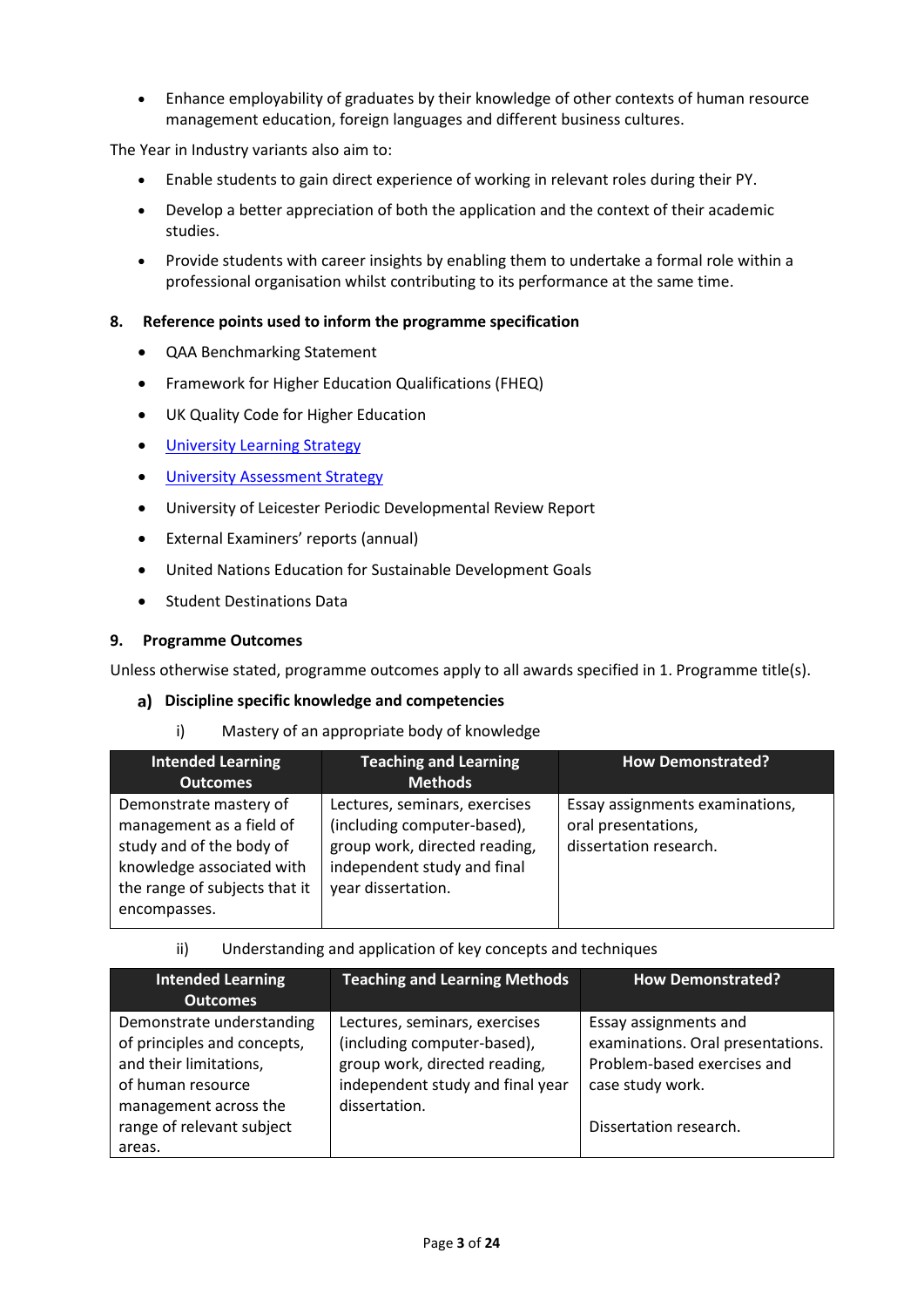- Enhance employability of graduates by their knowledge of other contexts of human resource management education, foreign languages and different business cultures.

The Year in Industry variants also aim to:

- Enable students to gain direct experience of working in relevant roles during their PY.
- Develop a better appreciation of both the application and the context of their academic studies.
- Provide students with career insights by enabling them to undertake a formal role within a professional organisation whilst contributing to its performance at the same time.

## 8. Reference points used to inform the programme specification

- QAA Benchmarking Statement
- Framework for Higher Education Qualifications (FHEQ)
- UK Quality Code for Higher Education
- University Learning Strategy
- University Assessment Strategy
- University of Leicester Periodic Developmental Review Report
- External Examiners' reports (annual)
- United Nations Education for Sustainable Development Goals
- Student Destinations Data

## 9. Programme Outcomes

Unless otherwise stated, programme outcomes apply to all awards specified in 1. Programme title(s).

### a) Discipline specific knowledge and competencies

i) Mastery of an appropriate body of knowledge

| Intended Learning Outcomes | Teaching and Learning Methods | How Demonstrated? |
|---|---|---|
| Demonstrate mastery of management as a field of study and of the body of knowledge associated with the range of subjects that it encompasses. | Lectures, seminars, exercises (including computer-based), group work, directed reading, independent study and final year dissertation. | Essay assignments examinations, oral presentations, dissertation research. |

ii) Understanding and application of key concepts and techniques

| Intended Learning Outcomes | Teaching and Learning Methods | How Demonstrated? |
|---|---|---|
| Demonstrate understanding of principles and concepts, and their limitations, of human resource management across the range of relevant subject areas. | Lectures, seminars, exercises (including computer-based), group work, directed reading, independent study and final year dissertation. | Essay assignments and examinations. Oral presentations. Problem-based exercises and case study work.<br><br>Dissertation research. |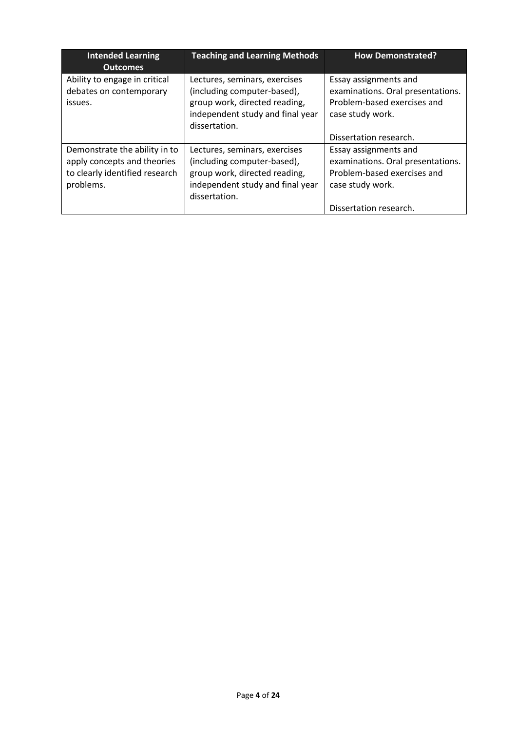| Intended Learning Outcomes | Teaching and Learning Methods | How Demonstrated? |
| --- | --- | --- |
| Ability to engage in critical debates on contemporary issues. | Lectures, seminars, exercises (including computer-based), group work, directed reading, independent study and final year dissertation. | Essay assignments and examinations. Oral presentations. Problem-based exercises and case study work.<br><br>Dissertation research. |
| Demonstrate the ability in to apply concepts and theories to clearly identified research problems. | Lectures, seminars, exercises (including computer-based), group work, directed reading, independent study and final year dissertation. | Essay assignments and examinations. Oral presentations. Problem-based exercises and case study work.<br><br>Dissertation research. |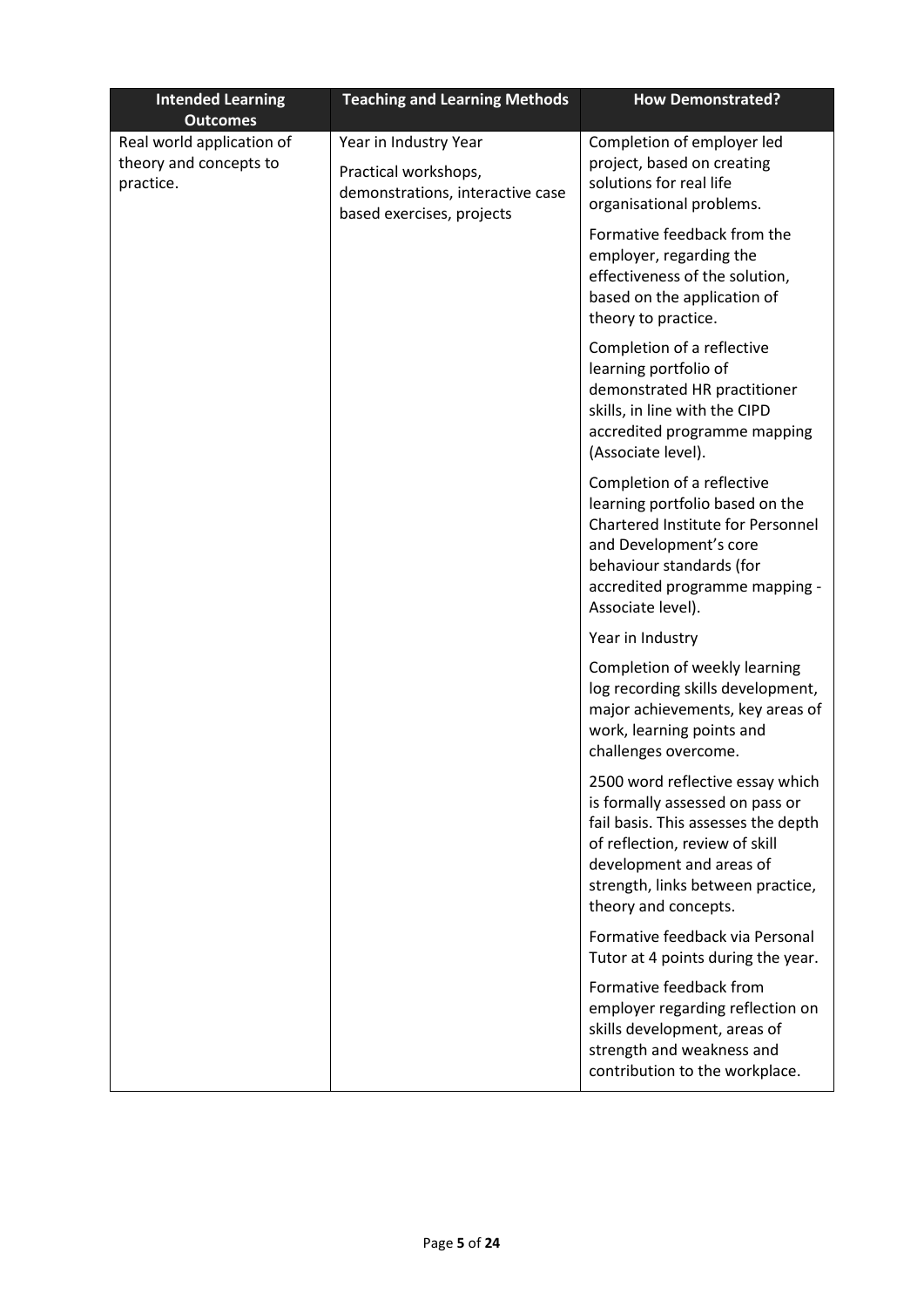| Intended Learning Outcomes | Teaching and Learning Methods | How Demonstrated? |
|---|---|---|
| Real world application of theory and concepts to practice. | Year in Industry Year<br><br>Practical workshops, demonstrations, interactive case based exercises, projects | Completion of employer led project, based on creating solutions for real life organisational problems.<br><br>Formative feedback from the employer, regarding the effectiveness of the solution, based on the application of theory to practice.<br><br>Completion of a reflective learning portfolio of demonstrated HR practitioner skills, in line with the CIPD accredited programme mapping (Associate level).<br><br>Completion of a reflective learning portfolio based on the Chartered Institute for Personnel and Development's core behaviour standards (for accredited programme mapping - Associate level).<br><br>Year in Industry<br><br>Completion of weekly learning log recording skills development, major achievements, key areas of work, learning points and challenges overcome.<br><br>2500 word reflective essay which is formally assessed on pass or fail basis. This assesses the depth of reflection, review of skill development and areas of strength, links between practice, theory and concepts.<br><br>Formative feedback via Personal Tutor at 4 points during the year.<br><br>Formative feedback from employer regarding reflection on skills development, areas of strength and weakness and contribution to the workplace. |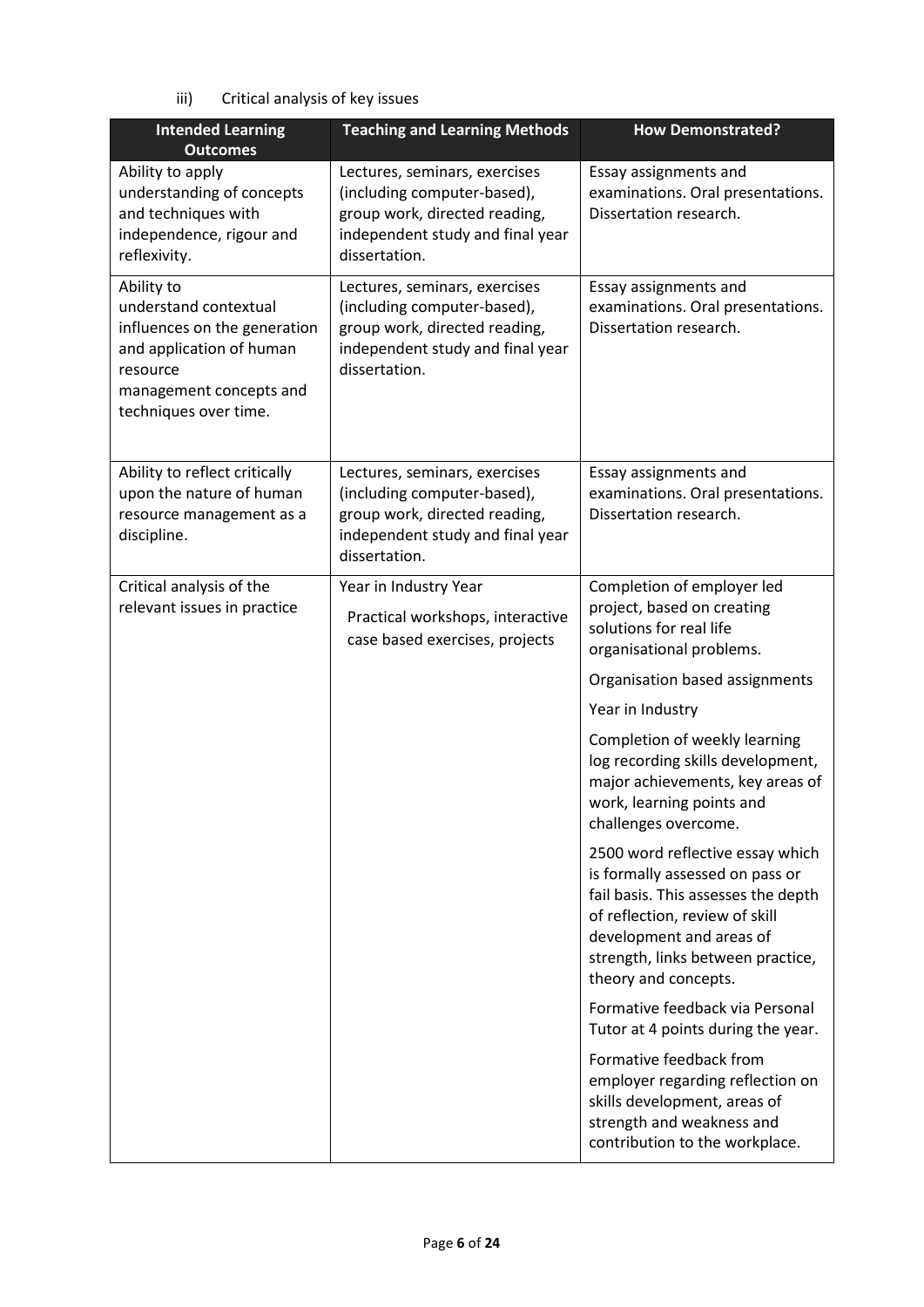iii) Critical analysis of key issues

| Intended Learning Outcomes | Teaching and Learning Methods | How Demonstrated? |
|---|---|---|
| Ability to apply understanding of concepts and techniques with independence, rigour and reflexivity. | Lectures, seminars, exercises (including computer-based), group work, directed reading, independent study and final year dissertation. | Essay assignments and examinations. Oral presentations. Dissertation research. |
| Ability to understand contextual influences on the generation and application of human resource management concepts and techniques over time. | Lectures, seminars, exercises (including computer-based), group work, directed reading, independent study and final year dissertation. | Essay assignments and examinations. Oral presentations. Dissertation research. |
| Ability to reflect critically upon the nature of human resource management as a discipline. | Lectures, seminars, exercises (including computer-based), group work, directed reading, independent study and final year dissertation. | Essay assignments and examinations. Oral presentations. Dissertation research. |
| Critical analysis of the relevant issues in practice | Year in Industry Year<br><br>Practical workshops, interactive case based exercises, projects | Completion of employer led project, based on creating solutions for real life organisational problems.<br><br>Organisation based assignments<br><br>Year in Industry<br><br>Completion of weekly learning log recording skills development, major achievements, key areas of work, learning points and challenges overcome.<br><br>2500 word reflective essay which is formally assessed on pass or fail basis. This assesses the depth of reflection, review of skill development and areas of strength, links between practice, theory and concepts.<br><br>Formative feedback via Personal Tutor at 4 points during the year.<br><br>Formative feedback from employer regarding reflection on skills development, areas of strength and weakness and contribution to the workplace. |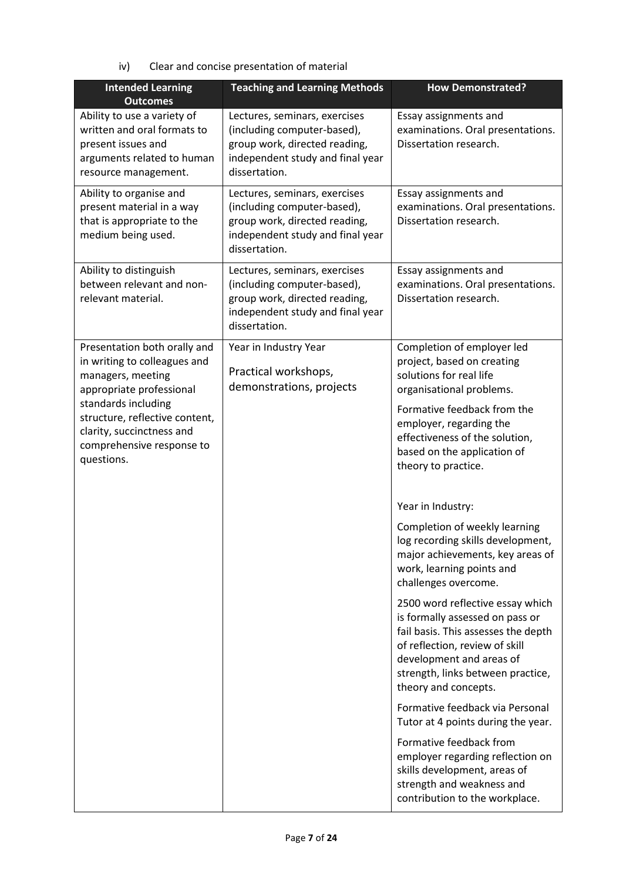iv) Clear and concise presentation of material

| Intended Learning Outcomes | Teaching and Learning Methods | How Demonstrated? |
| --- | --- | --- |
| Ability to use a variety of written and oral formats to present issues and arguments related to human resource management. | Lectures, seminars, exercises (including computer-based), group work, directed reading, independent study and final year dissertation. | Essay assignments and examinations. Oral presentations. Dissertation research. |
| Ability to organise and present material in a way that is appropriate to the medium being used. | Lectures, seminars, exercises (including computer-based), group work, directed reading, independent study and final year dissertation. | Essay assignments and examinations. Oral presentations. Dissertation research. |
| Ability to distinguish between relevant and non-relevant material. | Lectures, seminars, exercises (including computer-based), group work, directed reading, independent study and final year dissertation. | Essay assignments and examinations. Oral presentations. Dissertation research. |
| Presentation both orally and in writing to colleagues and managers, meeting appropriate professional standards including structure, reflective content, clarity, succinctness and comprehensive response to questions. | Year in Industry Year<br><br>Practical workshops, demonstrations, projects | Completion of employer led project, based on creating solutions for real life organisational problems.<br><br>Formative feedback from the employer, regarding the effectiveness of the solution, based on the application of theory to practice.<br><br>Year in Industry:<br><br>Completion of weekly learning log recording skills development, major achievements, key areas of work, learning points and challenges overcome.<br><br>2500 word reflective essay which is formally assessed on pass or fail basis. This assesses the depth of reflection, review of skill development and areas of strength, links between practice, theory and concepts.<br><br>Formative feedback via Personal Tutor at 4 points during the year.<br><br>Formative feedback from employer regarding reflection on skills development, areas of strength and weakness and contribution to the workplace. |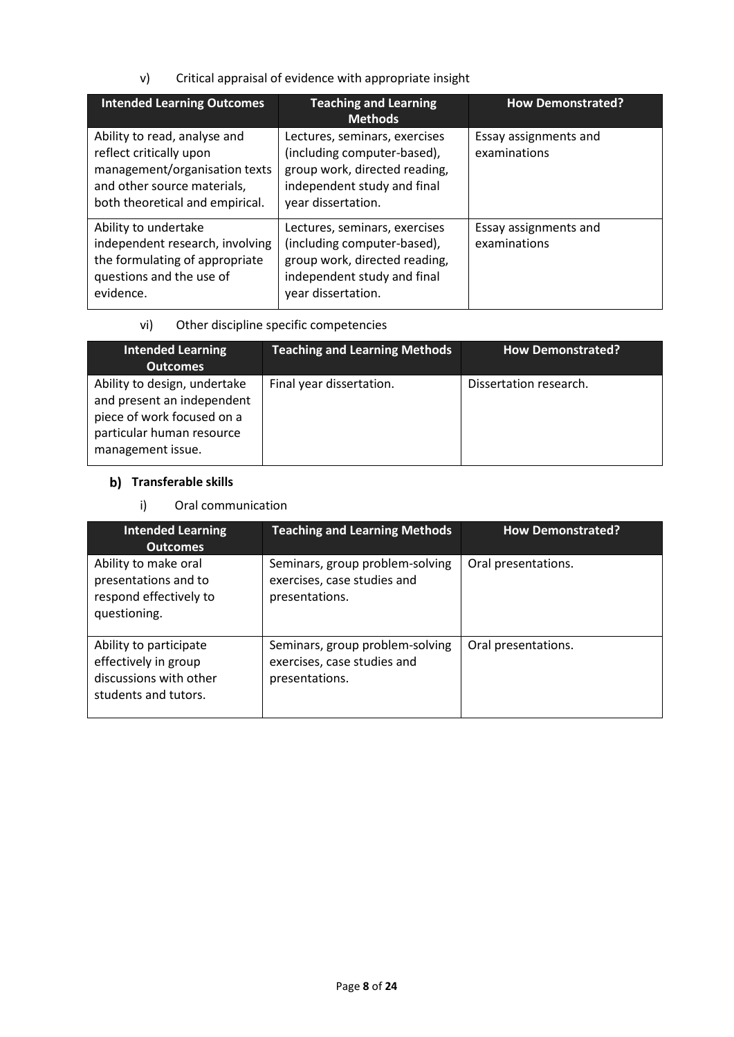v) Critical appraisal of evidence with appropriate insight

| Intended Learning Outcomes | Teaching and Learning Methods | How Demonstrated? |
|---|---|---|
| Ability to read, analyse and reflect critically upon management/organisation texts and other source materials, both theoretical and empirical. | Lectures, seminars, exercises (including computer-based), group work, directed reading, independent study and final year dissertation. | Essay assignments and examinations |
| Ability to undertake independent research, involving the formulating of appropriate questions and the use of evidence. | Lectures, seminars, exercises (including computer-based), group work, directed reading, independent study and final year dissertation. | Essay assignments and examinations |

vi) Other discipline specific competencies

| Intended Learning Outcomes | Teaching and Learning Methods | How Demonstrated? |
|---|---|---|
| Ability to design, undertake and present an independent piece of work focused on a particular human resource management issue. | Final year dissertation. | Dissertation research. |

## b) Transferable skills

i) Oral communication

| Intended Learning Outcomes | Teaching and Learning Methods | How Demonstrated? |
|---|---|---|
| Ability to make oral presentations and to respond effectively to questioning. | Seminars, group problem-solving exercises, case studies and presentations. | Oral presentations. |
| Ability to participate effectively in group discussions with other students and tutors. | Seminars, group problem-solving exercises, case studies and presentations. | Oral presentations. |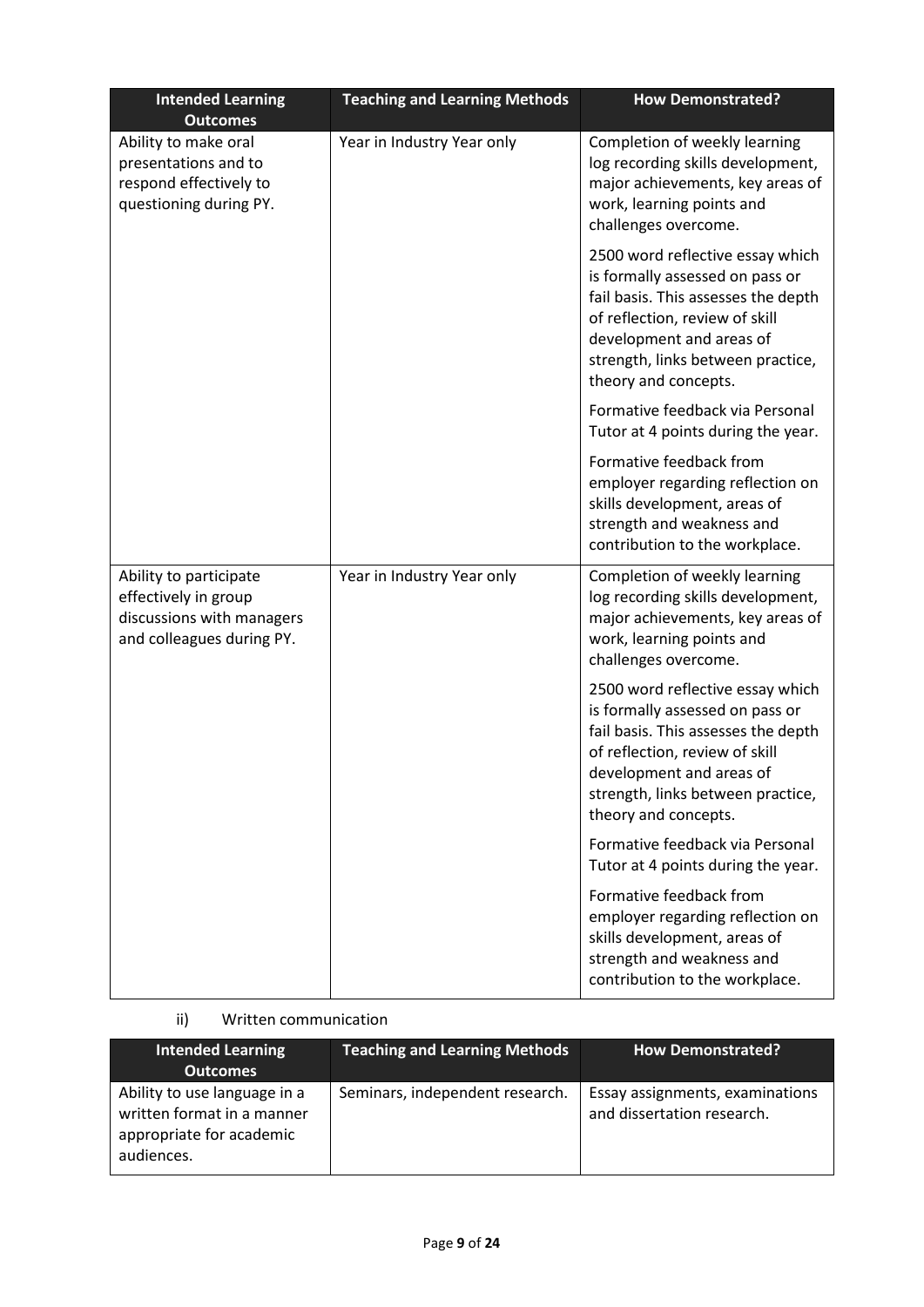| Intended Learning Outcomes | Teaching and Learning Methods | How Demonstrated? |
|---|---|---|
| Ability to make oral presentations and to respond effectively to questioning during PY. | Year in Industry Year only | Completion of weekly learning log recording skills development, major achievements, key areas of work, learning points and challenges overcome.<br><br>2500 word reflective essay which is formally assessed on pass or fail basis. This assesses the depth of reflection, review of skill development and areas of strength, links between practice, theory and concepts.<br><br>Formative feedback via Personal Tutor at 4 points during the year.<br><br>Formative feedback from employer regarding reflection on skills development, areas of strength and weakness and contribution to the workplace. |
| Ability to participate effectively in group discussions with managers and colleagues during PY. | Year in Industry Year only | Completion of weekly learning log recording skills development, major achievements, key areas of work, learning points and challenges overcome.<br><br>2500 word reflective essay which is formally assessed on pass or fail basis. This assesses the depth of reflection, review of skill development and areas of strength, links between practice, theory and concepts.<br><br>Formative feedback via Personal Tutor at 4 points during the year.<br><br>Formative feedback from employer regarding reflection on skills development, areas of strength and weakness and contribution to the workplace. |

ii) Written communication

| Intended Learning Outcomes | Teaching and Learning Methods | How Demonstrated? |
|---|---|---|
| Ability to use language in a written format in a manner appropriate for academic audiences. | Seminars, independent research. | Essay assignments, examinations and dissertation research. |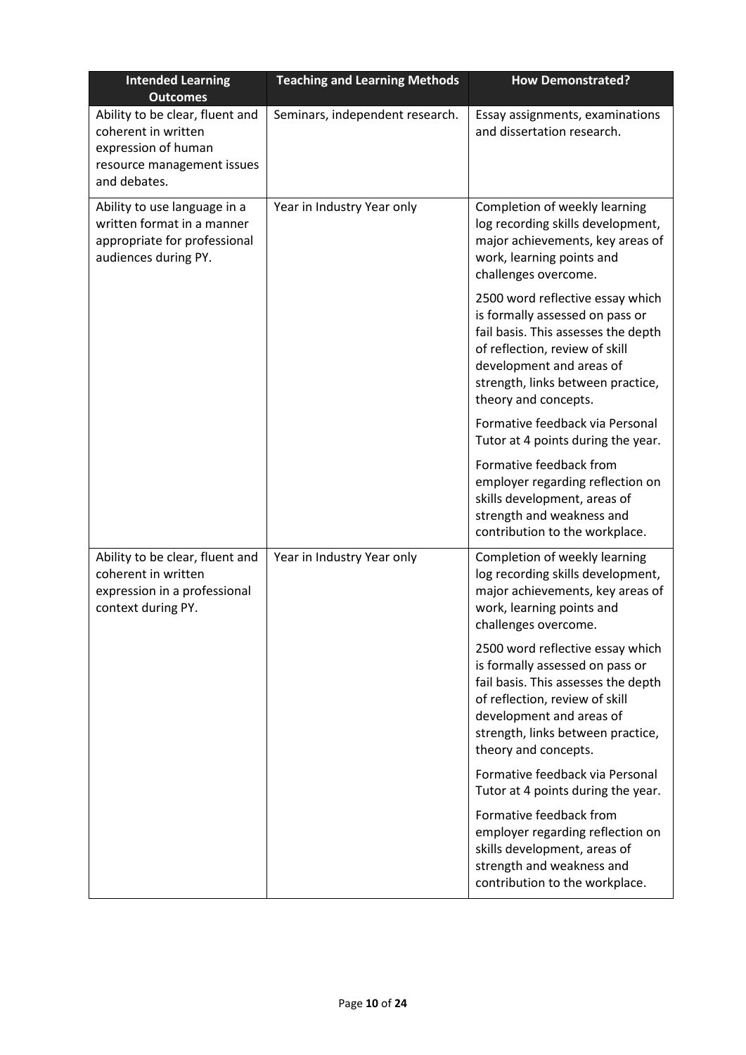| Intended Learning Outcomes | Teaching and Learning Methods | How Demonstrated? |
|---|---|---|
| Ability to be clear, fluent and coherent in written expression of human resource management issues and debates. | Seminars, independent research. | Essay assignments, examinations and dissertation research. |
| Ability to use language in a written format in a manner appropriate for professional audiences during PY. | Year in Industry Year only | Completion of weekly learning log recording skills development, major achievements, key areas of work, learning points and challenges overcome.<br><br>2500 word reflective essay which is formally assessed on pass or fail basis. This assesses the depth of reflection, review of skill development and areas of strength, links between practice, theory and concepts.<br><br>Formative feedback via Personal Tutor at 4 points during the year.<br><br>Formative feedback from employer regarding reflection on skills development, areas of strength and weakness and contribution to the workplace. |
| Ability to be clear, fluent and coherent in written expression in a professional context during PY. | Year in Industry Year only | Completion of weekly learning log recording skills development, major achievements, key areas of work, learning points and challenges overcome.<br><br>2500 word reflective essay which is formally assessed on pass or fail basis. This assesses the depth of reflection, review of skill development and areas of strength, links between practice, theory and concepts.<br><br>Formative feedback via Personal Tutor at 4 points during the year.<br><br>Formative feedback from employer regarding reflection on skills development, areas of strength and weakness and contribution to the workplace. |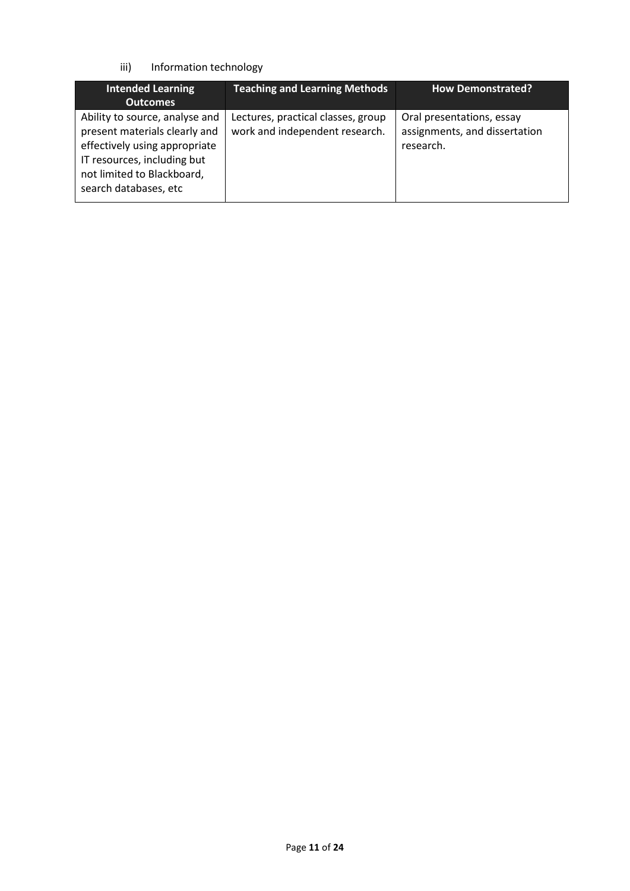iii) Information technology

| Intended Learning Outcomes | Teaching and Learning Methods | How Demonstrated? |
| --- | --- | --- |
| Ability to source, analyse and present materials clearly and effectively using appropriate IT resources, including but not limited to Blackboard, search databases, etc | Lectures, practical classes, group work and independent research. | Oral presentations, essay assignments, and dissertation research. |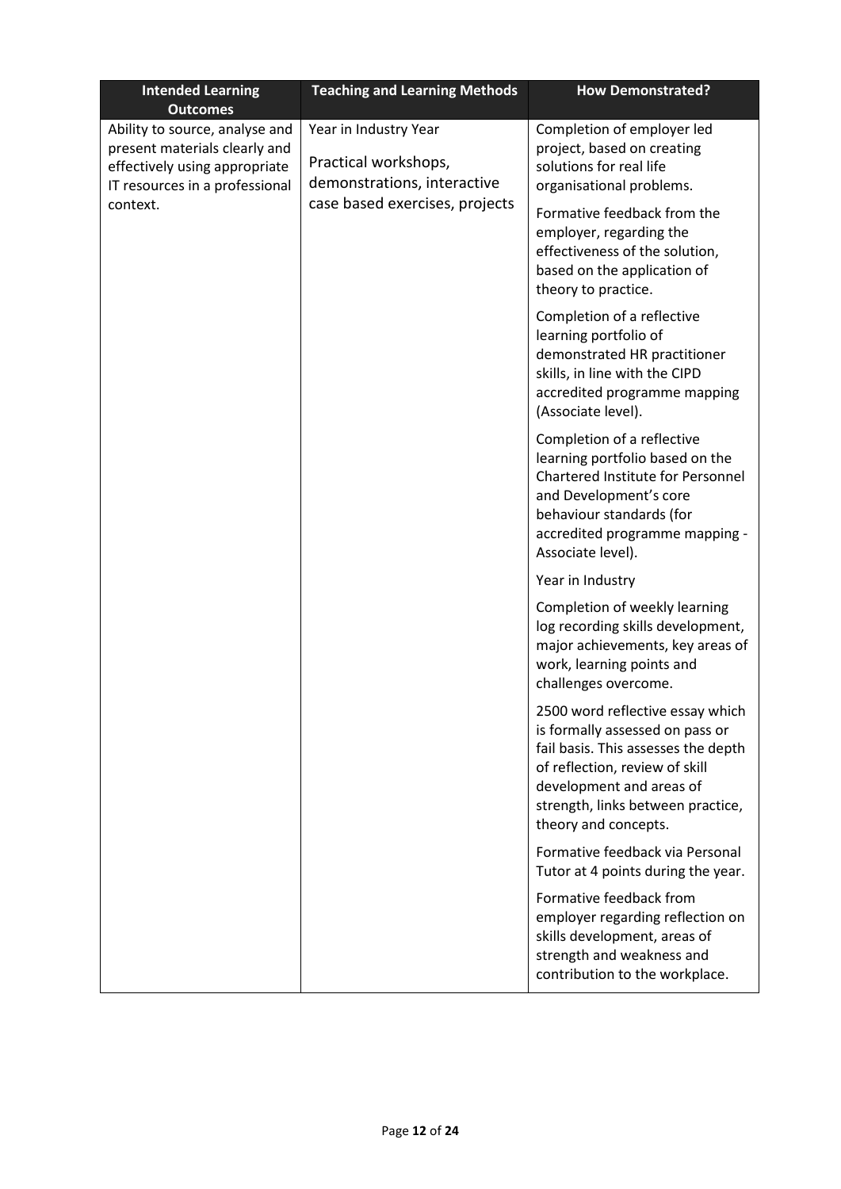| Intended Learning Outcomes | Teaching and Learning Methods | How Demonstrated? |
|---|---|---|
| Ability to source, analyse and present materials clearly and effectively using appropriate IT resources in a professional context. | Year in Industry Year<br><br>Practical workshops, demonstrations, interactive case based exercises, projects | Completion of employer led project, based on creating solutions for real life organisational problems.<br><br>Formative feedback from the employer, regarding the effectiveness of the solution, based on the application of theory to practice.<br><br>Completion of a reflective learning portfolio of demonstrated HR practitioner skills, in line with the CIPD accredited programme mapping (Associate level).<br><br>Completion of a reflective learning portfolio based on the Chartered Institute for Personnel and Development's core behaviour standards (for accredited programme mapping - Associate level).<br><br>Year in Industry<br><br>Completion of weekly learning log recording skills development, major achievements, key areas of work, learning points and challenges overcome.<br><br>2500 word reflective essay which is formally assessed on pass or fail basis. This assesses the depth of reflection, review of skill development and areas of strength, links between practice, theory and concepts.<br><br>Formative feedback via Personal Tutor at 4 points during the year.<br><br>Formative feedback from employer regarding reflection on skills development, areas of strength and weakness and contribution to the workplace. |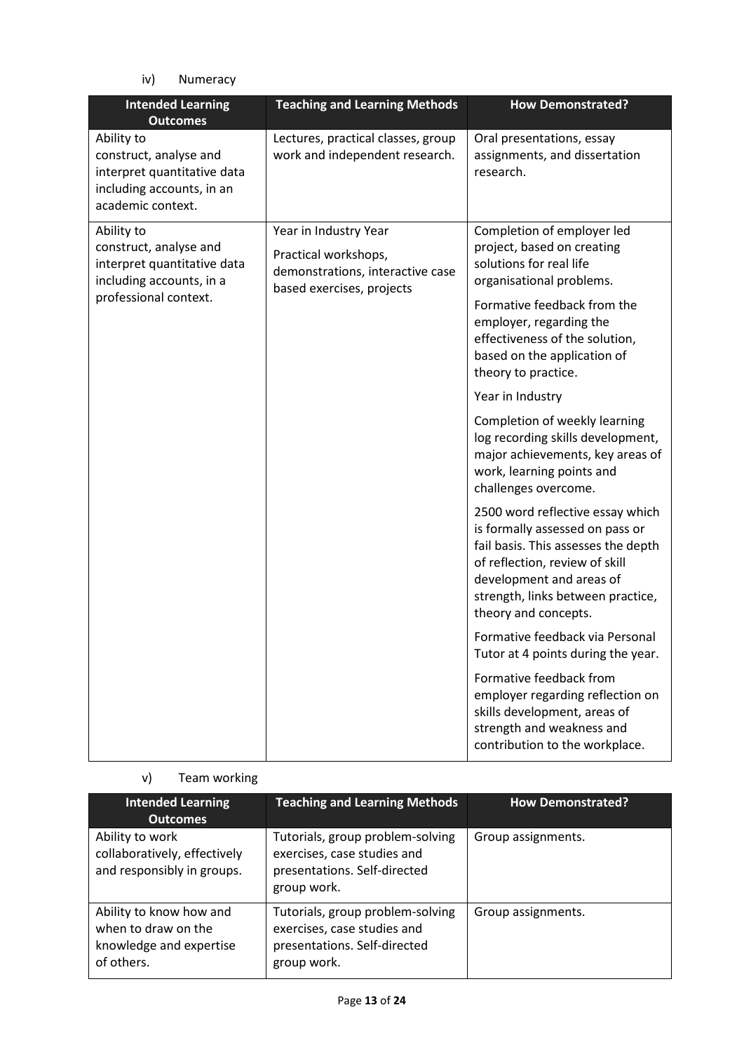iv) Numeracy

| Intended Learning Outcomes | Teaching and Learning Methods | How Demonstrated? |
|---|---|---|
| Ability to construct, analyse and interpret quantitative data including accounts, in an academic context. | Lectures, practical classes, group work and independent research. | Oral presentations, essay assignments, and dissertation research. |
| Ability to construct, analyse and interpret quantitative data including accounts, in a professional context. | Year in Industry Year<br><br>Practical workshops, demonstrations, interactive case based exercises, projects | Completion of employer led project, based on creating solutions for real life organisational problems.<br><br>Formative feedback from the employer, regarding the effectiveness of the solution, based on the application of theory to practice.<br><br>Year in Industry<br><br>Completion of weekly learning log recording skills development, major achievements, key areas of work, learning points and challenges overcome.<br><br>2500 word reflective essay which is formally assessed on pass or fail basis. This assesses the depth of reflection, review of skill development and areas of strength, links between practice, theory and concepts.<br><br>Formative feedback via Personal Tutor at 4 points during the year.<br><br>Formative feedback from employer regarding reflection on skills development, areas of strength and weakness and contribution to the workplace. |

v) Team working

| Intended Learning Outcomes | Teaching and Learning Methods | How Demonstrated? |
|---|---|---|
| Ability to work collaboratively, effectively and responsibly in groups. | Tutorials, group problem-solving exercises, case studies and presentations. Self-directed group work. | Group assignments. |
| Ability to know how and when to draw on the knowledge and expertise of others. | Tutorials, group problem-solving exercises, case studies and presentations. Self-directed group work. | Group assignments. |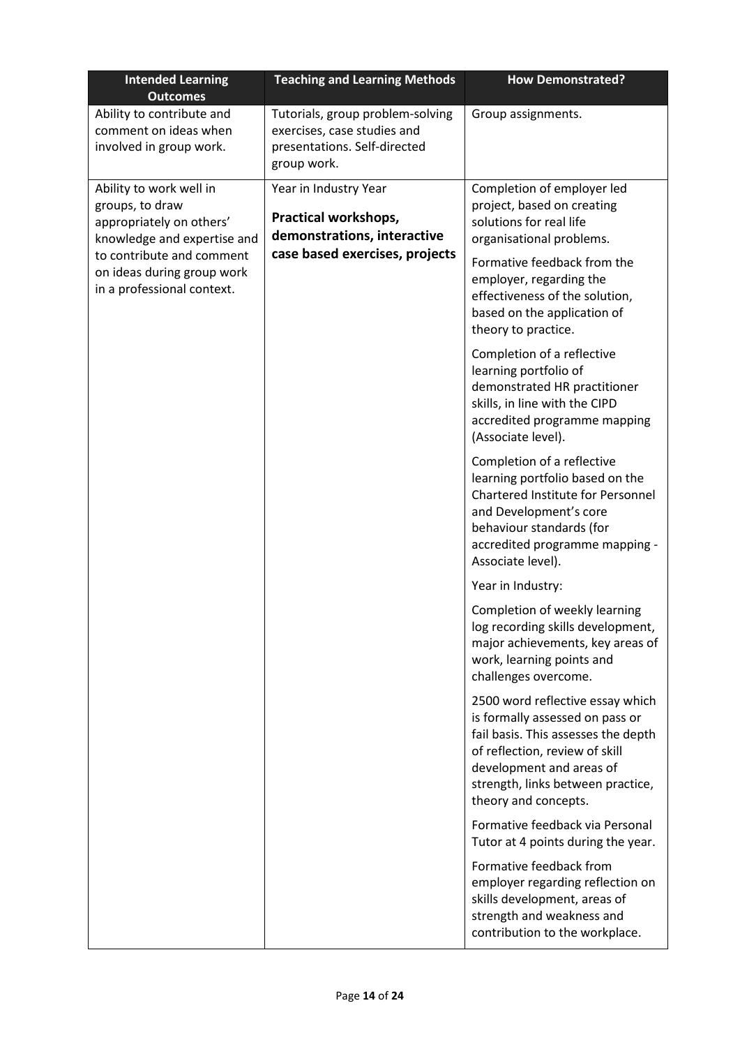| Intended Learning Outcomes | Teaching and Learning Methods | How Demonstrated? |
| --- | --- | --- |
| Ability to contribute and comment on ideas when involved in group work. | Tutorials, group problem-solving exercises, case studies and presentations. Self-directed group work. | Group assignments. |
| Ability to work well in groups, to draw appropriately on others' knowledge and expertise and to contribute and comment on ideas during group work in a professional context. | Year in Industry Year<br><br>**Practical workshops, demonstrations, interactive case based exercises, projects** | Completion of employer led project, based on creating solutions for real life organisational problems.<br><br>Formative feedback from the employer, regarding the effectiveness of the solution, based on the application of theory to practice.<br><br>Completion of a reflective learning portfolio of demonstrated HR practitioner skills, in line with the CIPD accredited programme mapping (Associate level).<br><br>Completion of a reflective learning portfolio based on the Chartered Institute for Personnel and Development's core behaviour standards (for accredited programme mapping - Associate level).<br><br>Year in Industry:<br><br>Completion of weekly learning log recording skills development, major achievements, key areas of work, learning points and challenges overcome.<br><br>2500 word reflective essay which is formally assessed on pass or fail basis. This assesses the depth of reflection, review of skill development and areas of strength, links between practice, theory and concepts.<br><br>Formative feedback via Personal Tutor at 4 points during the year.<br><br>Formative feedback from employer regarding reflection on skills development, areas of strength and weakness and contribution to the workplace. |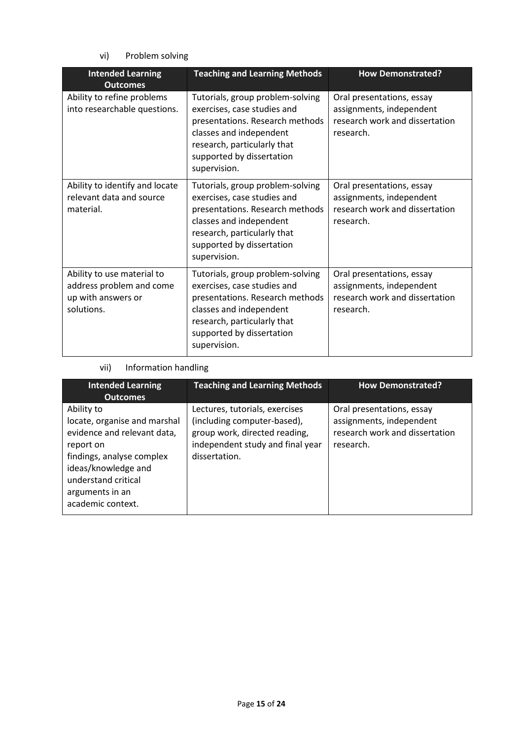vi) Problem solving

| Intended Learning Outcomes | Teaching and Learning Methods | How Demonstrated? |
| --- | --- | --- |
| Ability to refine problems into researchable questions. | Tutorials, group problem-solving exercises, case studies and presentations. Research methods classes and independent research, particularly that supported by dissertation supervision. | Oral presentations, essay assignments, independent research work and dissertation research. |
| Ability to identify and locate relevant data and source material. | Tutorials, group problem-solving exercises, case studies and presentations. Research methods classes and independent research, particularly that supported by dissertation supervision. | Oral presentations, essay assignments, independent research work and dissertation research. |
| Ability to use material to address problem and come up with answers or solutions. | Tutorials, group problem-solving exercises, case studies and presentations. Research methods classes and independent research, particularly that supported by dissertation supervision. | Oral presentations, essay assignments, independent research work and dissertation research. |

vii) Information handling

| Intended Learning Outcomes | Teaching and Learning Methods | How Demonstrated? |
| --- | --- | --- |
| Ability to locate, organise and marshal evidence and relevant data, report on findings, analyse complex ideas/knowledge and understand critical arguments in an academic context. | Lectures, tutorials, exercises (including computer-based), group work, directed reading, independent study and final year dissertation. | Oral presentations, essay assignments, independent research work and dissertation research. |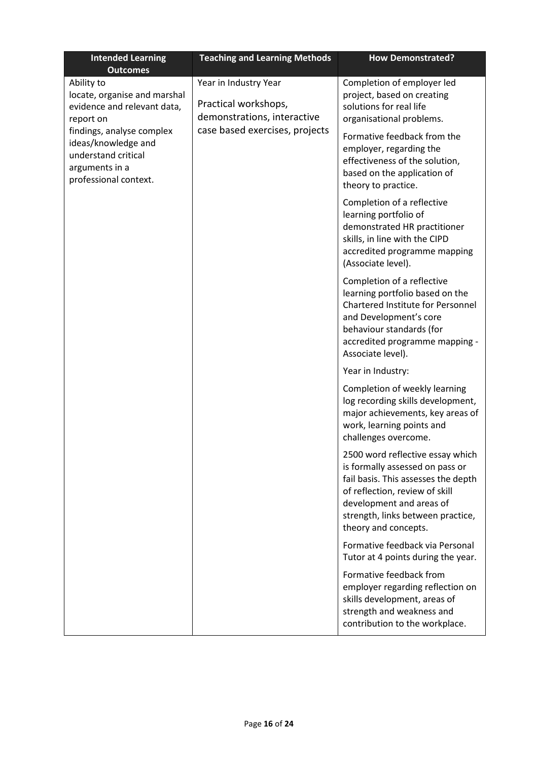| Intended Learning Outcomes | Teaching and Learning Methods | How Demonstrated? |
| --- | --- | --- |
| Ability to locate, organise and marshal evidence and relevant data, report on findings, analyse complex ideas/knowledge and understand critical arguments in a professional context. | Year in Industry Year<br><br>Practical workshops, demonstrations, interactive case based exercises, projects | Completion of employer led project, based on creating solutions for real life organisational problems.<br><br>Formative feedback from the employer, regarding the effectiveness of the solution, based on the application of theory to practice.<br><br>Completion of a reflective learning portfolio of demonstrated HR practitioner skills, in line with the CIPD accredited programme mapping (Associate level).<br><br>Completion of a reflective learning portfolio based on the Chartered Institute for Personnel and Development's core behaviour standards (for accredited programme mapping - Associate level).<br><br>Year in Industry:<br><br>Completion of weekly learning log recording skills development, major achievements, key areas of work, learning points and challenges overcome.<br><br>2500 word reflective essay which is formally assessed on pass or fail basis. This assesses the depth of reflection, review of skill development and areas of strength, links between practice, theory and concepts.<br><br>Formative feedback via Personal Tutor at 4 points during the year.<br><br>Formative feedback from employer regarding reflection on skills development, areas of strength and weakness and contribution to the workplace. |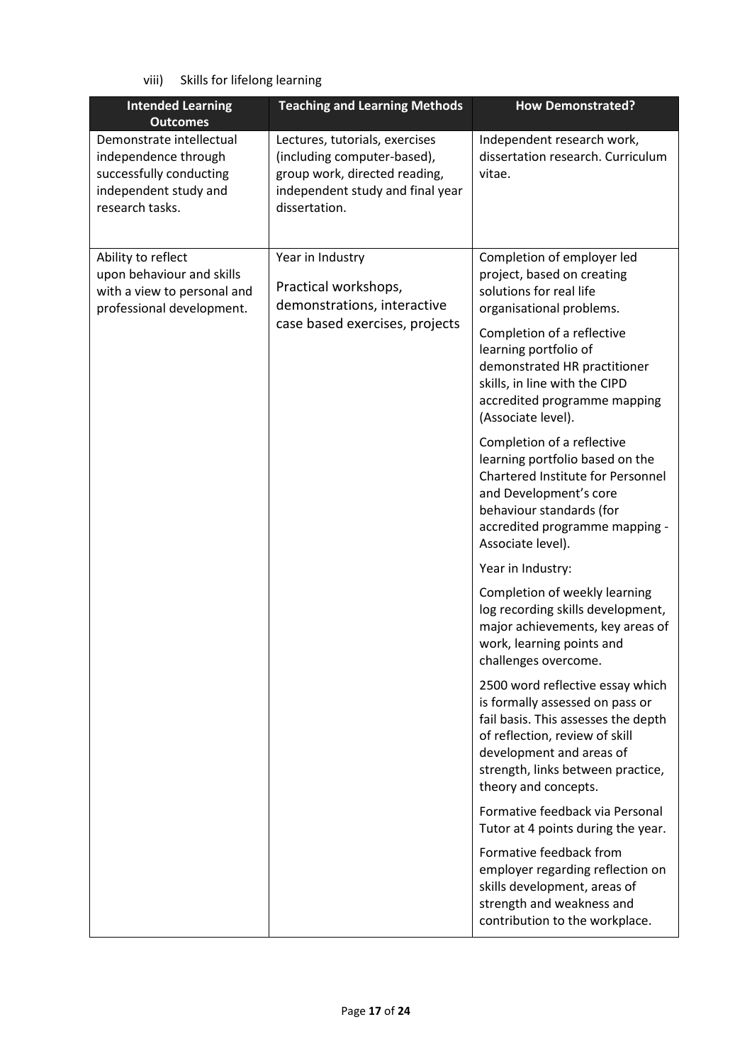viii) Skills for lifelong learning

| Intended Learning Outcomes | Teaching and Learning Methods | How Demonstrated? |
|---|---|---|
| Demonstrate intellectual independence through successfully conducting independent study and research tasks. | Lectures, tutorials, exercises (including computer-based), group work, directed reading, independent study and final year dissertation. | Independent research work, dissertation research. Curriculum vitae. |
| Ability to reflect upon behaviour and skills with a view to personal and professional development. | Year in Industry<br><br>Practical workshops, demonstrations, interactive case based exercises, projects | Completion of employer led project, based on creating solutions for real life organisational problems.<br><br>Completion of a reflective learning portfolio of demonstrated HR practitioner skills, in line with the CIPD accredited programme mapping (Associate level).<br><br>Completion of a reflective learning portfolio based on the Chartered Institute for Personnel and Development's core behaviour standards (for accredited programme mapping - Associate level).<br><br>Year in Industry:<br><br>Completion of weekly learning log recording skills development, major achievements, key areas of work, learning points and challenges overcome.<br><br>2500 word reflective essay which is formally assessed on pass or fail basis. This assesses the depth of reflection, review of skill development and areas of strength, links between practice, theory and concepts.<br><br>Formative feedback via Personal Tutor at 4 points during the year.<br><br>Formative feedback from employer regarding reflection on skills development, areas of strength and weakness and contribution to the workplace. |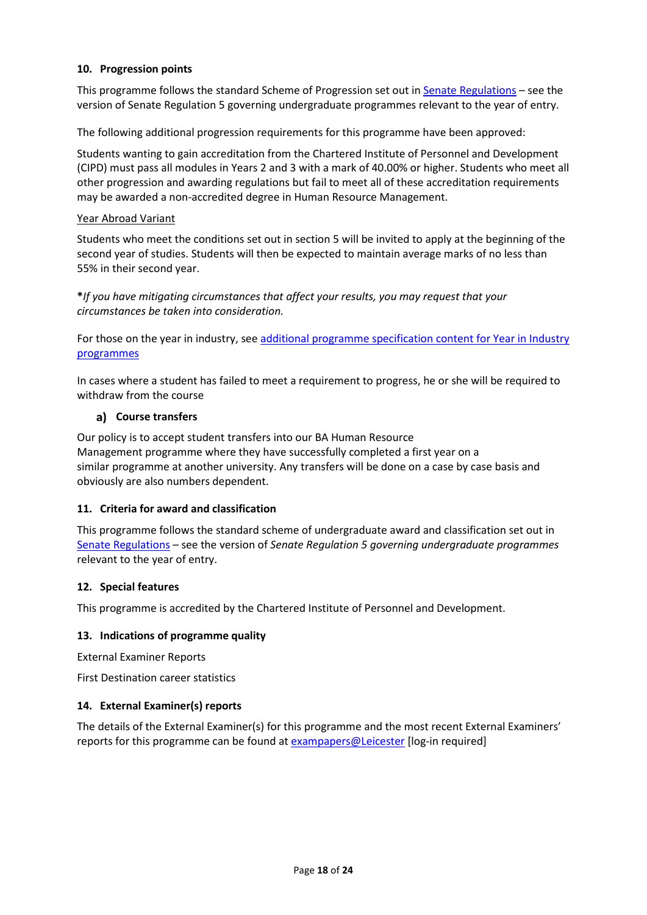### 10. Progression points

This programme follows the standard Scheme of Progression set out in Senate Regulations – see the version of Senate Regulation 5 governing undergraduate programmes relevant to the year of entry.

The following additional progression requirements for this programme have been approved:

Students wanting to gain accreditation from the Chartered Institute of Personnel and Development (CIPD) must pass all modules in Years 2 and 3 with a mark of 40.00% or higher. Students who meet all other progression and awarding regulations but fail to meet all of these accreditation requirements may be awarded a non-accredited degree in Human Resource Management.

Year Abroad Variant

Students who meet the conditions set out in section 5 will be invited to apply at the beginning of the second year of studies. Students will then be expected to maintain average marks of no less than 55% in their second year.

***If you have mitigating circumstances that affect your results, you may request that your circumstances be taken into consideration.***

For those on the year in industry, see additional programme specification content for Year in Industry programmes

In cases where a student has failed to meet a requirement to progress, he or she will be required to withdraw from the course

#### a) Course transfers

Our policy is to accept student transfers into our BA Human Resource Management programme where they have successfully completed a first year on a similar programme at another university. Any transfers will be done on a case by case basis and obviously are also numbers dependent.

### 11. Criteria for award and classification

This programme follows the standard scheme of undergraduate award and classification set out in Senate Regulations – see the version of *Senate Regulation 5 governing undergraduate programmes* relevant to the year of entry.

### 12. Special features

This programme is accredited by the Chartered Institute of Personnel and Development.

### 13. Indications of programme quality

External Examiner Reports

First Destination career statistics

### 14. External Examiner(s) reports

The details of the External Examiner(s) for this programme and the most recent External Examiners' reports for this programme can be found at exampapers@Leicester [log-in required]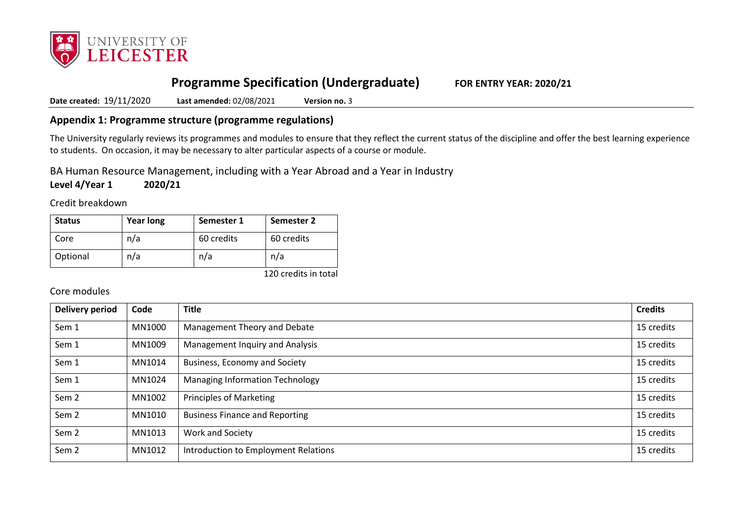# Programme Specification (Undergraduate)

**FOR ENTRY YEAR: 2020/21**

**Date created:** 19/11/2020 **Last amended:** 02/08/2021 **Version no.** 3

## Appendix 1: Programme structure (programme regulations)

The University regularly reviews its programmes and modules to ensure that they reflect the current status of the discipline and offer the best learning experience to students. On occasion, it may be necessary to alter particular aspects of a course or module.

BA Human Resource Management, including with a Year Abroad and a Year in Industry

**Level 4/Year 1 2020/21**

Credit breakdown

| Status | Year long | Semester 1 | Semester 2 |
|---|---|---|---|
| Core | n/a | 60 credits | 60 credits |
| Optional | n/a | n/a | n/a |

120 credits in total

Core modules

| Delivery period | Code | Title | Credits |
|---|---|---|---|
| Sem 1 | MN1000 | Management Theory and Debate | 15 credits |
| Sem 1 | MN1009 | Management Inquiry and Analysis | 15 credits |
| Sem 1 | MN1014 | Business, Economy and Society | 15 credits |
| Sem 1 | MN1024 | Managing Information Technology | 15 credits |
| Sem 2 | MN1002 | Principles of Marketing | 15 credits |
| Sem 2 | MN1010 | Business Finance and Reporting | 15 credits |
| Sem 2 | MN1013 | Work and Society | 15 credits |
| Sem 2 | MN1012 | Introduction to Employment Relations | 15 credits |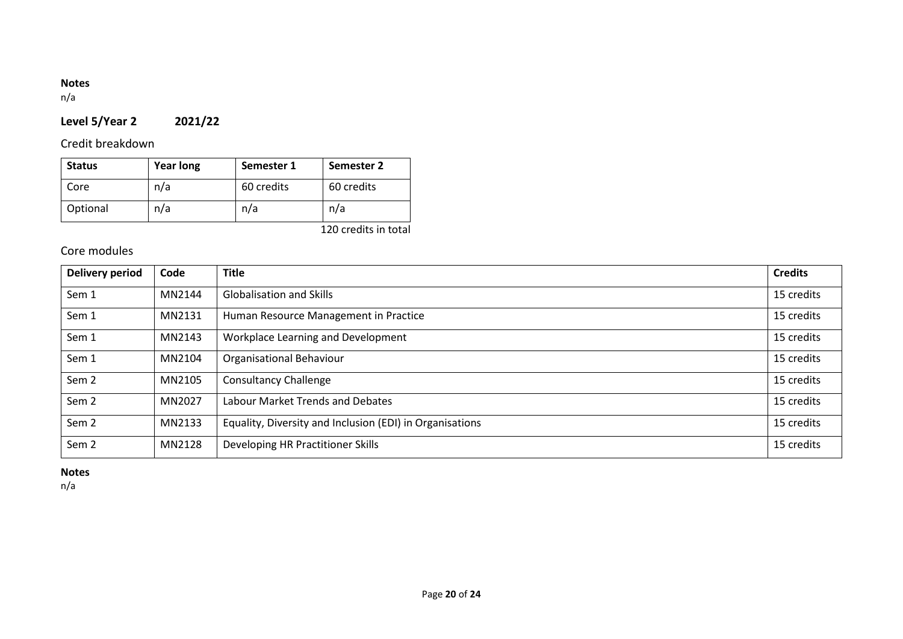**Notes**
n/a

## Level 5/Year 2 2021/22

### Credit breakdown

| Status | Year long | Semester 1 | Semester 2 |
|---|---|---|---|
| Core | n/a | 60 credits | 60 credits |
| Optional | n/a | n/a | n/a |

120 credits in total

### Core modules

| Delivery period | Code | Title | Credits |
|---|---|---|---|
| Sem 1 | MN2144 | Globalisation and Skills | 15 credits |
| Sem 1 | MN2131 | Human Resource Management in Practice | 15 credits |
| Sem 1 | MN2143 | Workplace Learning and Development | 15 credits |
| Sem 1 | MN2104 | Organisational Behaviour | 15 credits |
| Sem 2 | MN2105 | Consultancy Challenge | 15 credits |
| Sem 2 | MN2027 | Labour Market Trends and Debates | 15 credits |
| Sem 2 | MN2133 | Equality, Diversity and Inclusion (EDI) in Organisations | 15 credits |
| Sem 2 | MN2128 | Developing HR Practitioner Skills | 15 credits |

**Notes**
n/a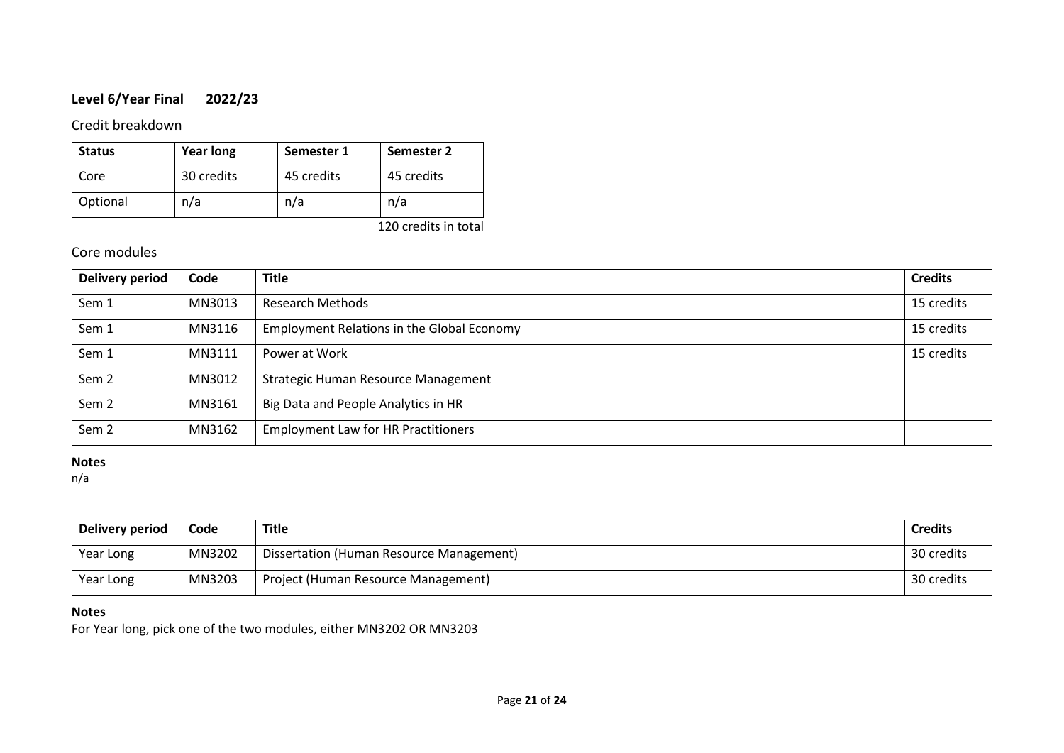**Level 6/Year Final 2022/23**

Credit breakdown

| Status | Year long | Semester 1 | Semester 2 |
|---|---|---|---|
| Core | 30 credits | 45 credits | 45 credits |
| Optional | n/a | n/a | n/a |

120 credits in total

Core modules

| Delivery period | Code | Title | Credits |
|---|---|---|---|
| Sem 1 | MN3013 | Research Methods | 15 credits |
| Sem 1 | MN3116 | Employment Relations in the Global Economy | 15 credits |
| Sem 1 | MN3111 | Power at Work | 15 credits |
| Sem 2 | MN3012 | Strategic Human Resource Management | |
| Sem 2 | MN3161 | Big Data and People Analytics in HR | |
| Sem 2 | MN3162 | Employment Law for HR Practitioners | |

**Notes**
n/a

| Delivery period | Code | Title | Credits |
|---|---|---|---|
| Year Long | MN3202 | Dissertation (Human Resource Management) | 30 credits |
| Year Long | MN3203 | Project (Human Resource Management) | 30 credits |

**Notes**
For Year long, pick one of the two modules, either MN3202 OR MN3203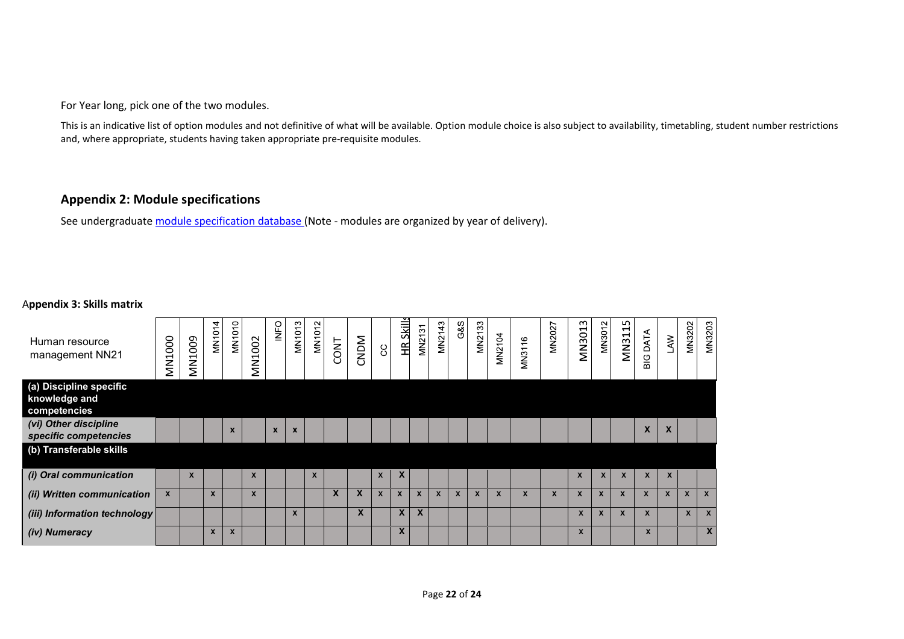For Year long, pick one of the two modules.

This is an indicative list of option modules and not definitive of what will be available. Option module choice is also subject to availability, timetabling, student number restrictions and, where appropriate, students having taken appropriate pre-requisite modules.

## Appendix 2: Module specifications

See undergraduate module specification database (Note - modules are organized by year of delivery).

## Appendix 3: Skills matrix

| Human resource management NN21 | MN1000 | MN1009 | MN1014 | MN1010 | MN1002 | INFO | MN1013 | MN1012 | CONT | CNDM | CC | HR Skills | MN2131 | MN2143 | G&S | MN2133 | MN2104 | MN3116 | MN2027 | MN3013 | MN3012 | MN3115 | BIG DATA | LAW | MN3202 | MN3203 |
|---|---|---|---|---|---|---|---|---|---|---|---|---|---|---|---|---|---|---|---|---|---|---|---|---|---|---|
| **(a) Discipline specific knowledge and competencies** | | | | | | | | | | | | | | | | | | | | | | | | | | |
| ***(vi) Other discipline specific competencies*** | | | | x | | x | x | | | | | | | | | | | | | | | | X | X | | |
| **(b) Transferable skills** | | | | | | | | | | | | | | | | | | | | | | | | | | |
| ***(i) Oral communication*** | | x | | | x | | | x | | | x | X | | | | | | | | x | x | x | x | x | | |
| ***(ii) Written communication*** | x | | x | | x | | | | X | X | x | x | x | x | x | x | x | x | x | x | x | x | x | x | x | x |
| ***(iii) Information technology*** | | | | | | | x | | | X | | X | X | | | | | | | x | x | x | x | | x | x |
| ***(iv) Numeracy*** | | | x | x | | | | | | | | X | | | | | | | | x | | | x | | | X |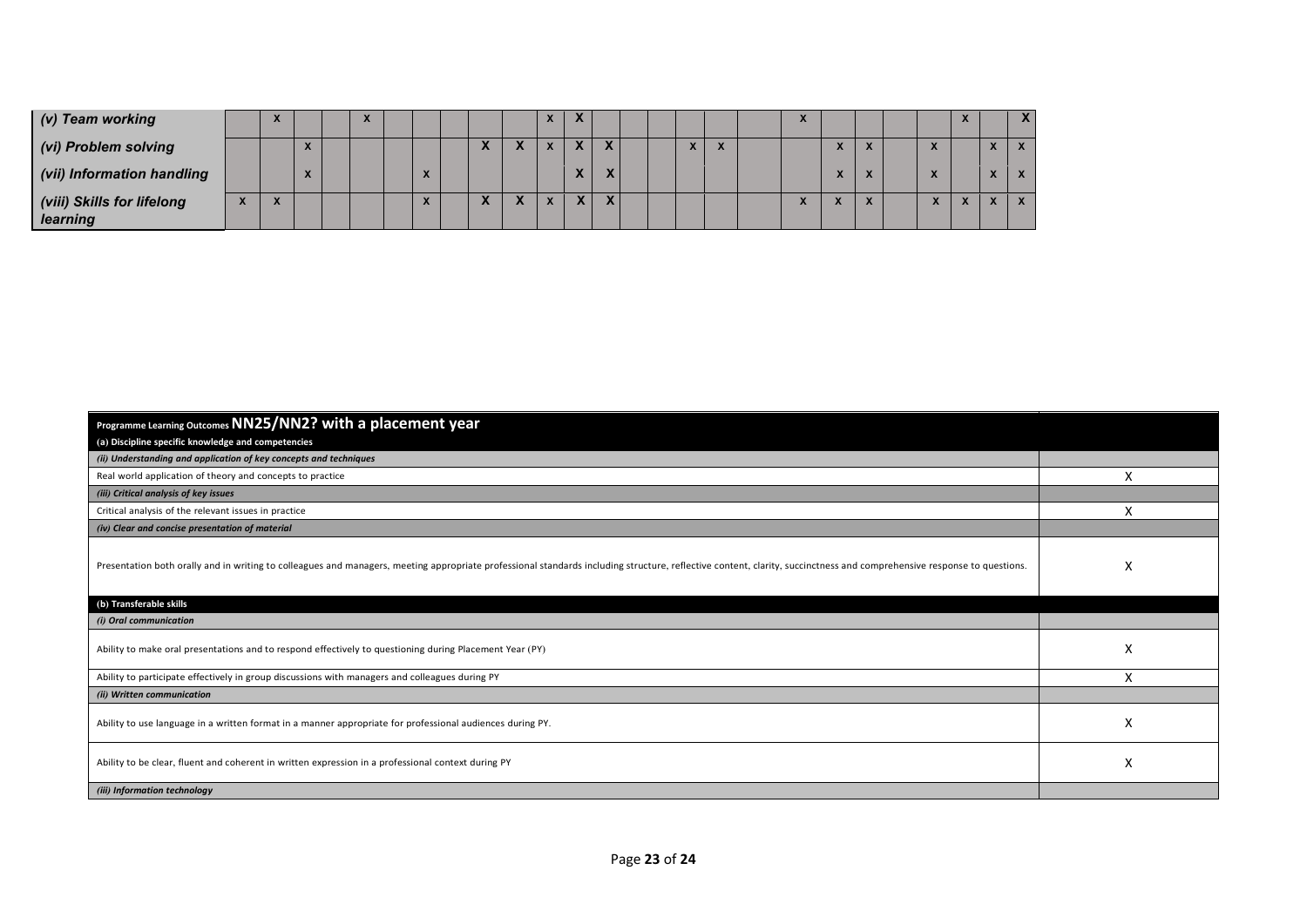| | | | | | | | | | | | | | | | | | | | | | | | | | | |
|---|---|---|---|---|---|---|---|---|---|---|---|---|---|---|---|---|---|---|---|---|---|---|---|---|---|---|
| ***(v) Team working*** | | x | | | x | | | | | | x | X | | | | | | | x | | | | | x | | X |
| ***(vi) Problem solving*** | | | x | | | | | | X | X | x | X | X | | | x | x | | | x | x | | x | | x | x |
| ***(vii) Information handling*** | | | x | | | | x | | | | | X | X | | | | | | | x | x | | x | | x | x |
| ***(viii) Skills for lifelong learning*** | x | x | | | | | x | | X | X | x | X | X | | | | | | x | x | x | | x | x | x | x |

| **Programme Learning Outcomes NN25/NN2? with a placement year** | |
|---|---|
| **(a) Discipline specific knowledge and competencies** | |
| ***(ii) Understanding and application of key concepts and techniques*** | |
| Real world application of theory and concepts to practice | X |
| ***(iii) Critical analysis of key issues*** | |
| Critical analysis of the relevant issues in practice | X |
| ***(iv) Clear and concise presentation of material*** | |
| Presentation both orally and in writing to colleagues and managers, meeting appropriate professional standards including structure, reflective content, clarity, succinctness and comprehensive response to questions. | X |
| **(b) Transferable skills** | |
| ***(i) Oral communication*** | |
| Ability to make oral presentations and to respond effectively to questioning during Placement Year (PY) | X |
| Ability to participate effectively in group discussions with managers and colleagues during PY | X |
| ***(ii) Written communication*** | |
| Ability to use language in a written format in a manner appropriate for professional audiences during PY. | X |
| Ability to be clear, fluent and coherent in written expression in a professional context during PY | X |
| ***(iii) Information technology*** | |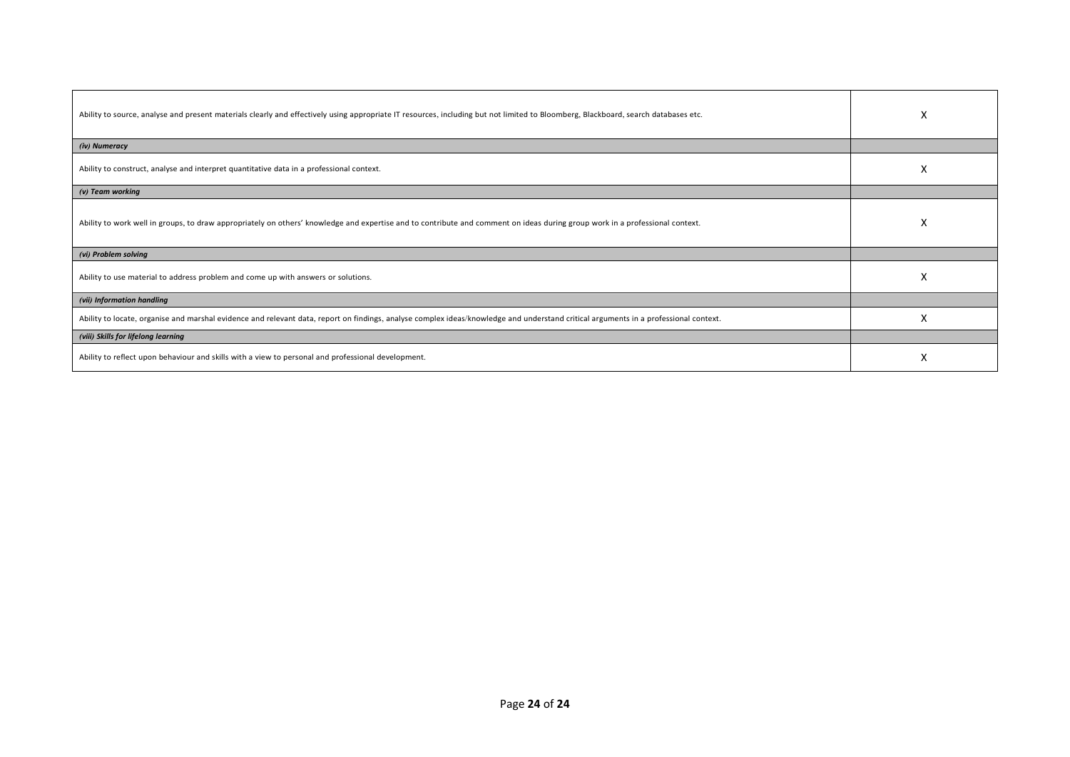| | |
|---|---|
| Ability to source, analyse and present materials clearly and effectively using appropriate IT resources, including but not limited to Bloomberg, Blackboard, search databases etc. | X |
| ***(iv) Numeracy*** | |
| Ability to construct, analyse and interpret quantitative data in a professional context. | X |
| ***(v) Team working*** | |
| Ability to work well in groups, to draw appropriately on others' knowledge and expertise and to contribute and comment on ideas during group work in a professional context. | X |
| ***(vi) Problem solving*** | |
| Ability to use material to address problem and come up with answers or solutions. | X |
| ***(vii) Information handling*** | |
| Ability to locate, organise and marshal evidence and relevant data, report on findings, analyse complex ideas/knowledge and understand critical arguments in a professional context. | X |
| ***(viii) Skills for lifelong learning*** | |
| Ability to reflect upon behaviour and skills with a view to personal and professional development. | X |